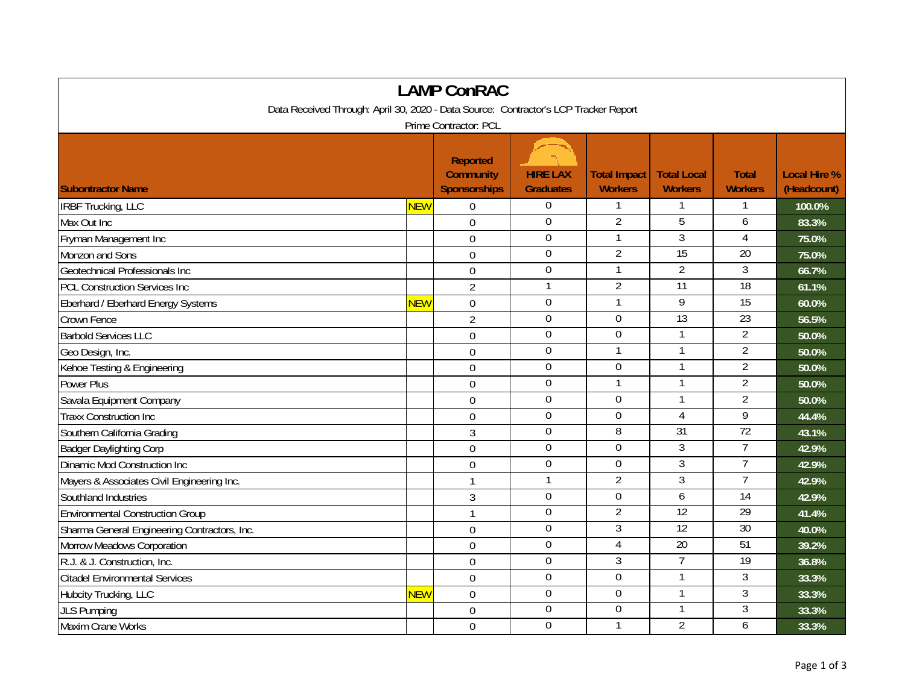# LAMP ConRAC

Data Received Through: April 30, 2020 - Data Source: Contractor's LCP Tracker Report

Prime Contractor: PCL

| Subontractor Name | | Reported Community Sponsorships | HIRE LAX Graduates | Total Impact Workers | Total Local Workers | Total Workers | Local Hire % (Headcount) |
|---|---|---|---|---|---|---|---|
| IRBF Trucking, LLC | NEW | 0 | 0 | 1 | 1 | 1 | 100.0% |
| Max Out Inc | | 0 | 0 | 2 | 5 | 6 | 83.3% |
| Fryman Management Inc | | 0 | 0 | 1 | 3 | 4 | 75.0% |
| Monzon and Sons | | 0 | 0 | 2 | 15 | 20 | 75.0% |
| Geotechnical Professionals Inc | | 0 | 0 | 1 | 2 | 3 | 66.7% |
| PCL Construction Services Inc | | 2 | 1 | 2 | 11 | 18 | 61.1% |
| Eberhard / Eberhard Energy Systems | NEW | 0 | 0 | 1 | 9 | 15 | 60.0% |
| Crown Fence | | 2 | 0 | 0 | 13 | 23 | 56.5% |
| Barbold Services LLC | | 0 | 0 | 0 | 1 | 2 | 50.0% |
| Geo Design, Inc. | | 0 | 0 | 1 | 1 | 2 | 50.0% |
| Kehoe Testing & Engineering | | 0 | 0 | 0 | 1 | 2 | 50.0% |
| Power Plus | | 0 | 0 | 1 | 1 | 2 | 50.0% |
| Savala Equipment Company | | 0 | 0 | 0 | 1 | 2 | 50.0% |
| Traxx Construction Inc | | 0 | 0 | 0 | 4 | 9 | 44.4% |
| Southern California Grading | | 3 | 0 | 8 | 31 | 72 | 43.1% |
| Badger Daylighting Corp | | 0 | 0 | 0 | 3 | 7 | 42.9% |
| Dinamic Mod Construction Inc | | 0 | 0 | 0 | 3 | 7 | 42.9% |
| Mayers & Associates Civil Engineering Inc. | | 1 | 1 | 2 | 3 | 7 | 42.9% |
| Southland Industries | | 3 | 0 | 0 | 6 | 14 | 42.9% |
| Environmental Construction Group | | 1 | 0 | 2 | 12 | 29 | 41.4% |
| Sharma General Engineering Contractors, Inc. | | 0 | 0 | 3 | 12 | 30 | 40.0% |
| Morrow Meadows Corporation | | 0 | 0 | 4 | 20 | 51 | 39.2% |
| R.J. & J. Construction, Inc. | | 0 | 0 | 3 | 7 | 19 | 36.8% |
| Citadel Environmental Services | | 0 | 0 | 0 | 1 | 3 | 33.3% |
| Hubcity Trucking, LLC | NEW | 0 | 0 | 0 | 1 | 3 | 33.3% |
| JLS Pumping | | 0 | 0 | 0 | 1 | 3 | 33.3% |
| Maxim Crane Works | | 0 | 0 | 1 | 2 | 6 | 33.3% |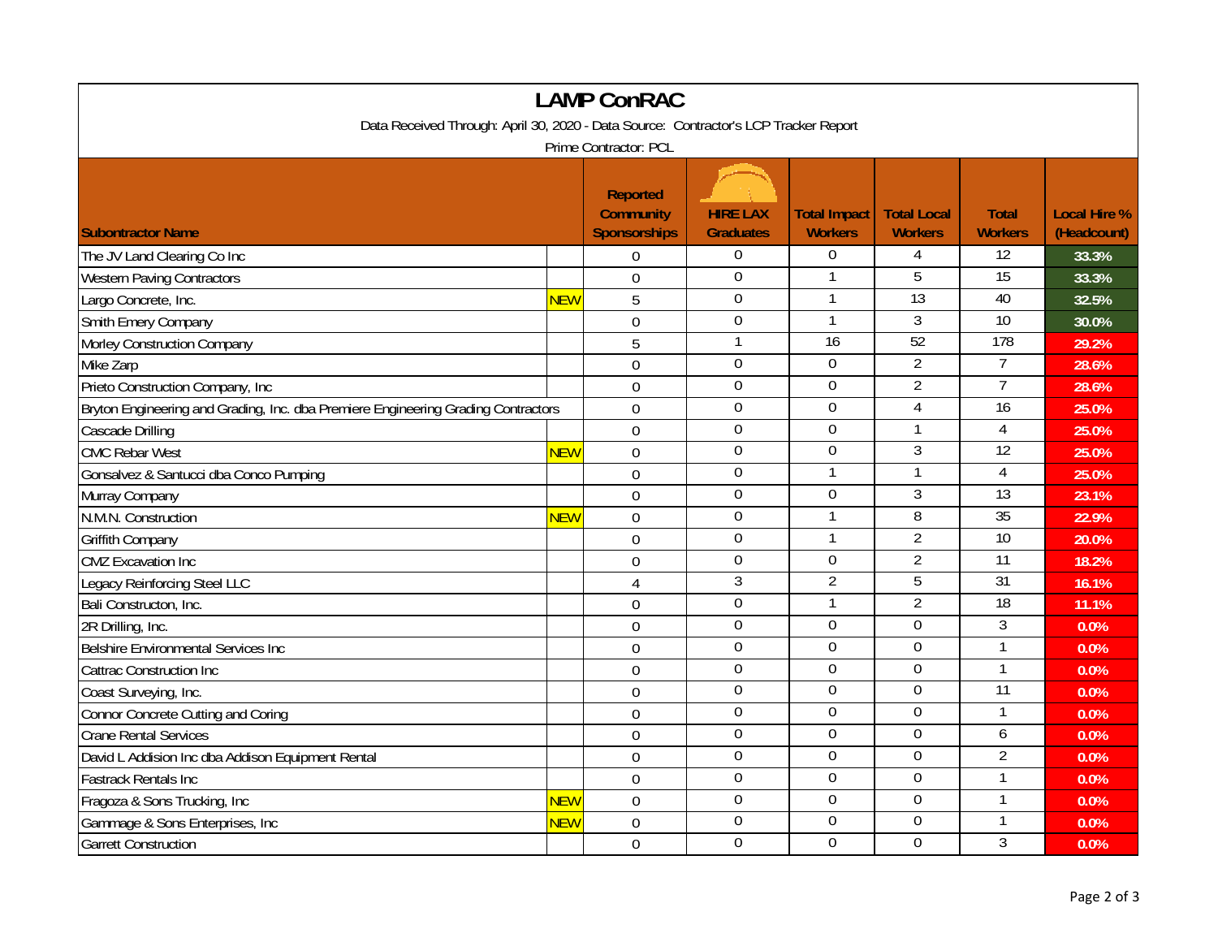# LAMP ConRAC

Data Received Through: April 30, 2020 - Data Source: Contractor's LCP Tracker Report

Prime Contractor: PCL

| Subcontractor Name | | Reported Community Sponsorships | HIRE LAX Graduates | Total Impact Workers | Total Local Workers | Total Workers | Local Hire % (Headcount) |
|---|---|---|---|---|---|---|---|
| The JV Land Clearing Co Inc | | 0 | 0 | 0 | 4 | 12 | 33.3% |
| Western Paving Contractors | | 0 | 0 | 1 | 5 | 15 | 33.3% |
| Largo Concrete, Inc. | NEW | 5 | 0 | 1 | 13 | 40 | 32.5% |
| Smith Emery Company | | 0 | 0 | 1 | 3 | 10 | 30.0% |
| Morley Construction Company | | 5 | 1 | 16 | 52 | 178 | 29.2% |
| Mike Zarp | | 0 | 0 | 0 | 2 | 7 | 28.6% |
| Prieto Construction Company, Inc | | 0 | 0 | 0 | 2 | 7 | 28.6% |
| Bryton Engineering and Grading, Inc. dba Premiere Engineering Grading Contractors | | 0 | 0 | 0 | 4 | 16 | 25.0% |
| Cascade Drilling | | 0 | 0 | 0 | 1 | 4 | 25.0% |
| CMC Rebar West | NEW | 0 | 0 | 0 | 3 | 12 | 25.0% |
| Gonsalvez & Santucci dba Conco Pumping | | 0 | 0 | 1 | 1 | 4 | 25.0% |
| Murray Company | | 0 | 0 | 0 | 3 | 13 | 23.1% |
| N.M.N. Construction | NEW | 0 | 0 | 1 | 8 | 35 | 22.9% |
| Griffith Company | | 0 | 0 | 1 | 2 | 10 | 20.0% |
| CMZ Excavation Inc | | 0 | 0 | 0 | 2 | 11 | 18.2% |
| Legacy Reinforcing Steel LLC | | 4 | 3 | 2 | 5 | 31 | 16.1% |
| Bali Constructon, Inc. | | 0 | 0 | 1 | 2 | 18 | 11.1% |
| 2R Drilling, Inc. | | 0 | 0 | 0 | 0 | 3 | 0.0% |
| Belshire Environmental Services Inc | | 0 | 0 | 0 | 0 | 1 | 0.0% |
| Cattrac Construction Inc | | 0 | 0 | 0 | 0 | 1 | 0.0% |
| Coast Surveying, Inc. | | 0 | 0 | 0 | 0 | 11 | 0.0% |
| Connor Concrete Cutting and Coring | | 0 | 0 | 0 | 0 | 1 | 0.0% |
| Crane Rental Services | | 0 | 0 | 0 | 0 | 6 | 0.0% |
| David L Addision Inc dba Addison Equipment Rental | | 0 | 0 | 0 | 0 | 2 | 0.0% |
| Fastrack Rentals Inc | | 0 | 0 | 0 | 0 | 1 | 0.0% |
| Fragoza & Sons Trucking, Inc | NEW | 0 | 0 | 0 | 0 | 1 | 0.0% |
| Gammage & Sons Enterprises, Inc | NEW | 0 | 0 | 0 | 0 | 1 | 0.0% |
| Garrett Construction | | 0 | 0 | 0 | 0 | 3 | 0.0% |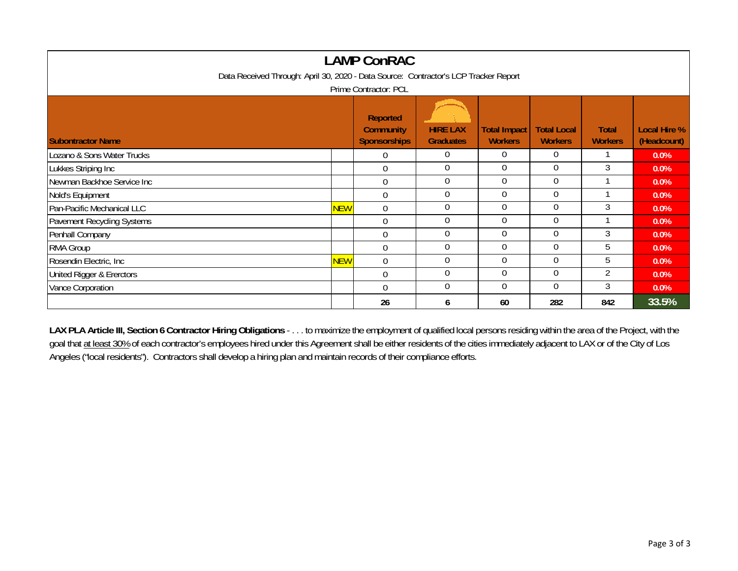# LAMP ConRAC

Data Received Through: April 30, 2020 - Data Source: Contractor's LCP Tracker Report

Prime Contractor: PCL

| Subcontractor Name | | Reported Community Sponsorships | HIRE LAX Graduates | Total Impact Workers | Total Local Workers | Total Workers | Local Hire % (Headcount) |
|---|---|---|---|---|---|---|---|
| Lozano & Sons Water Trucks | | 0 | 0 | 0 | 0 | 1 | 0.0% |
| Lukkes Striping Inc | | 0 | 0 | 0 | 0 | 3 | 0.0% |
| Newman Backhoe Service Inc | | 0 | 0 | 0 | 0 | 1 | 0.0% |
| Nold's Equipment | | 0 | 0 | 0 | 0 | 1 | 0.0% |
| Pan-Pacific Mechanical LLC | NEW | 0 | 0 | 0 | 0 | 3 | 0.0% |
| Pavement Recycling Systems | | 0 | 0 | 0 | 0 | 1 | 0.0% |
| Penhall Company | | 0 | 0 | 0 | 0 | 3 | 0.0% |
| RMA Group | | 0 | 0 | 0 | 0 | 5 | 0.0% |
| Rosendin Electric, Inc | NEW | 0 | 0 | 0 | 0 | 5 | 0.0% |
| United Rigger & Ererctors | | 0 | 0 | 0 | 0 | 2 | 0.0% |
| Vance Corporation | | 0 | 0 | 0 | 0 | 3 | 0.0% |
| | | 26 | 6 | 60 | 282 | 842 | 33.5% |

**LAX PLA Article III, Section 6 Contractor Hiring Obligations** - . . . to maximize the employment of qualified local persons residing within the area of the Project, with the goal that at least 30% of each contractor's employees hired under this Agreement shall be either residents of the cities immediately adjacent to LAX or of the City of Los Angeles ("local residents"). Contractors shall develop a hiring plan and maintain records of their compliance efforts.